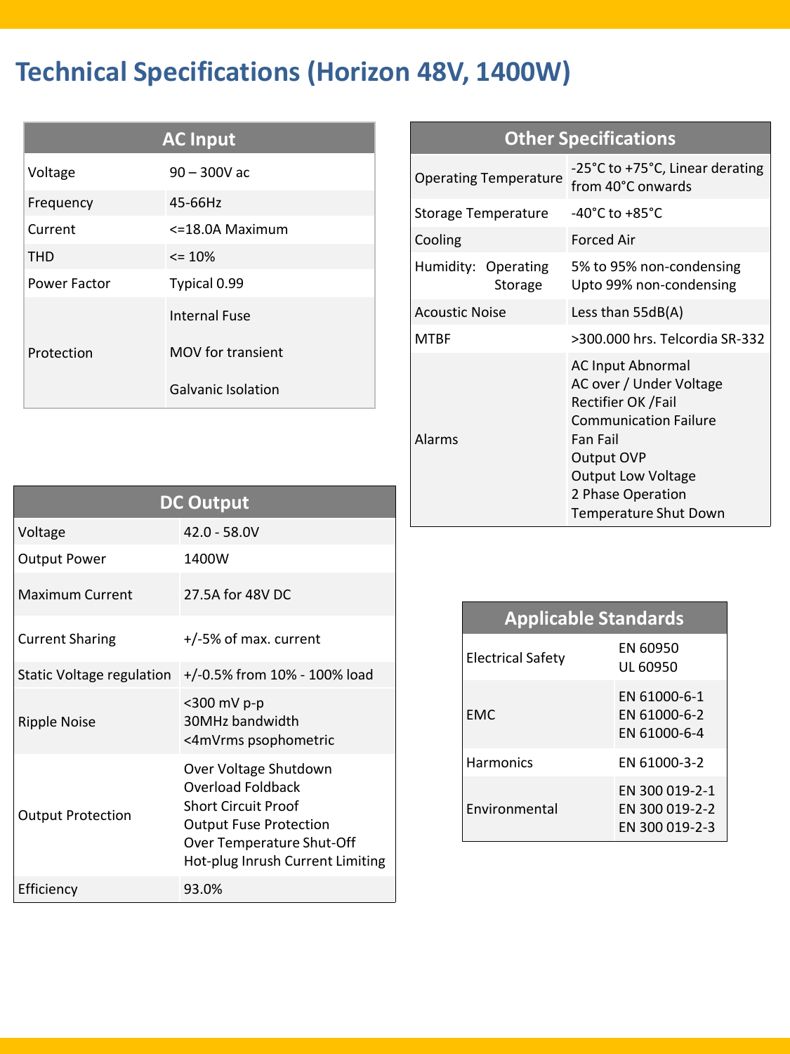# Technical Specifications (Horizon 48V, 1400W)

| AC Input | |
|---|---|
| Voltage | 90 – 300V ac |
| Frequency | 45-66Hz |
| Current | <=18.0A Maximum |
| THD | <= 10% |
| Power Factor | Typical 0.99 |
| Protection | Internal Fuse<br>MOV for transient<br>Galvanic Isolation |

| DC Output | |
|---|---|
| Voltage | 42.0 - 58.0V |
| Output Power | 1400W |
| Maximum Current | 27.5A for 48V DC |
| Current Sharing | +/-5% of max. current |
| Static Voltage regulation | +/-0.5% from 10% - 100% load |
| Ripple Noise | <300 mV p-p<br>30MHz bandwidth<br><4mVrms psophometric |
| Output Protection | Over Voltage Shutdown<br>Overload Foldback<br>Short Circuit Proof<br>Output Fuse Protection<br>Over Temperature Shut-Off<br>Hot-plug Inrush Current Limiting |
| Efficiency | 93.0% |

| Other Specifications | |
|---|---|
| Operating Temperature | -25°C to +75°C, Linear derating from 40°C onwards |
| Storage Temperature | -40°C to +85°C |
| Cooling | Forced Air |
| Humidity: Operating<br>Storage | 5% to 95% non-condensing<br>Upto 99% non-condensing |
| Acoustic Noise | Less than 55dB(A) |
| MTBF | >300.000 hrs. Telcordia SR-332 |
| Alarms | AC Input Abnormal<br>AC over / Under Voltage<br>Rectifier OK /Fail<br>Communication Failure<br>Fan Fail<br>Output OVP<br>Output Low Voltage<br>2 Phase Operation<br>Temperature Shut Down |

| Applicable Standards | |
|---|---|
| Electrical Safety | EN 60950<br>UL 60950 |
| EMC | EN 61000-6-1<br>EN 61000-6-2<br>EN 61000-6-4 |
| Harmonics | EN 61000-3-2 |
| Environmental | EN 300 019-2-1<br>EN 300 019-2-2<br>EN 300 019-2-3 |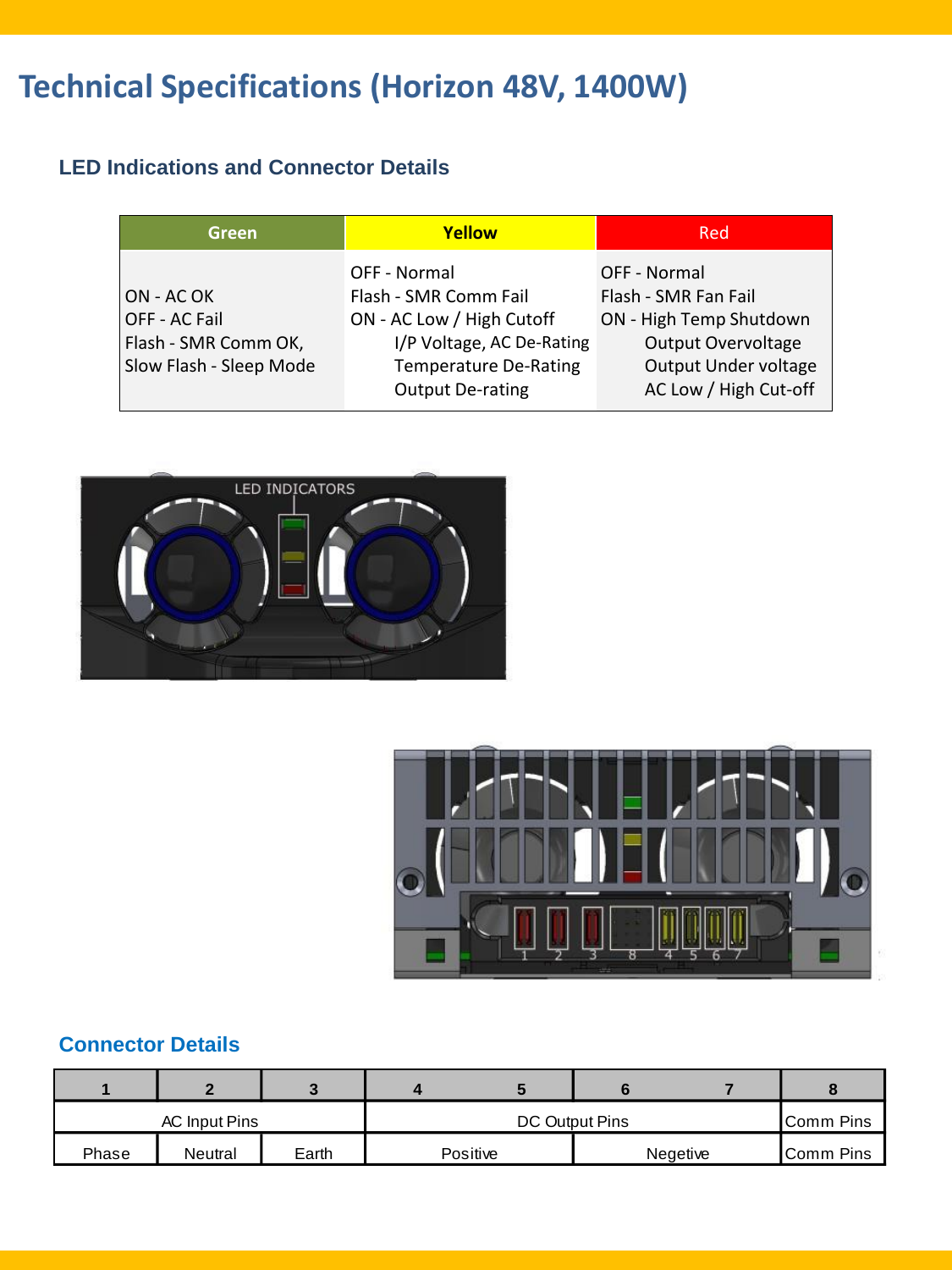# Technical Specifications (Horizon 48V, 1400W)

## LED Indications and Connector Details

| Green | Yellow | Red |
|---|---|---|
| ON - AC OK<br>OFF - AC Fail<br>Flash - SMR Comm OK,<br>Slow Flash - Sleep Mode | OFF - Normal<br>Flash - SMR Comm Fail<br>ON - AC Low / High Cutoff<br>I/P Voltage, AC De-Rating<br>Temperature De-Rating<br>Output De-rating | OFF - Normal<br>Flash - SMR Fan Fail<br>ON - High Temp Shutdown<br>Output Overvoltage<br>Output Under voltage<br>AC Low / High Cut-off |

LED INDICATORS

1 2 3 8 4 5 6 7

## Connector Details

| 1 | 2 | 3 | 4 | 5 | 6 | 7 | 8 |
|---|---|---|---|---|---|---|---|
| AC Input Pins | | | DC Output Pins | | | | Comm Pins |
| Phase | Neutral | Earth | Positive | | Negetive | | Comm Pins |